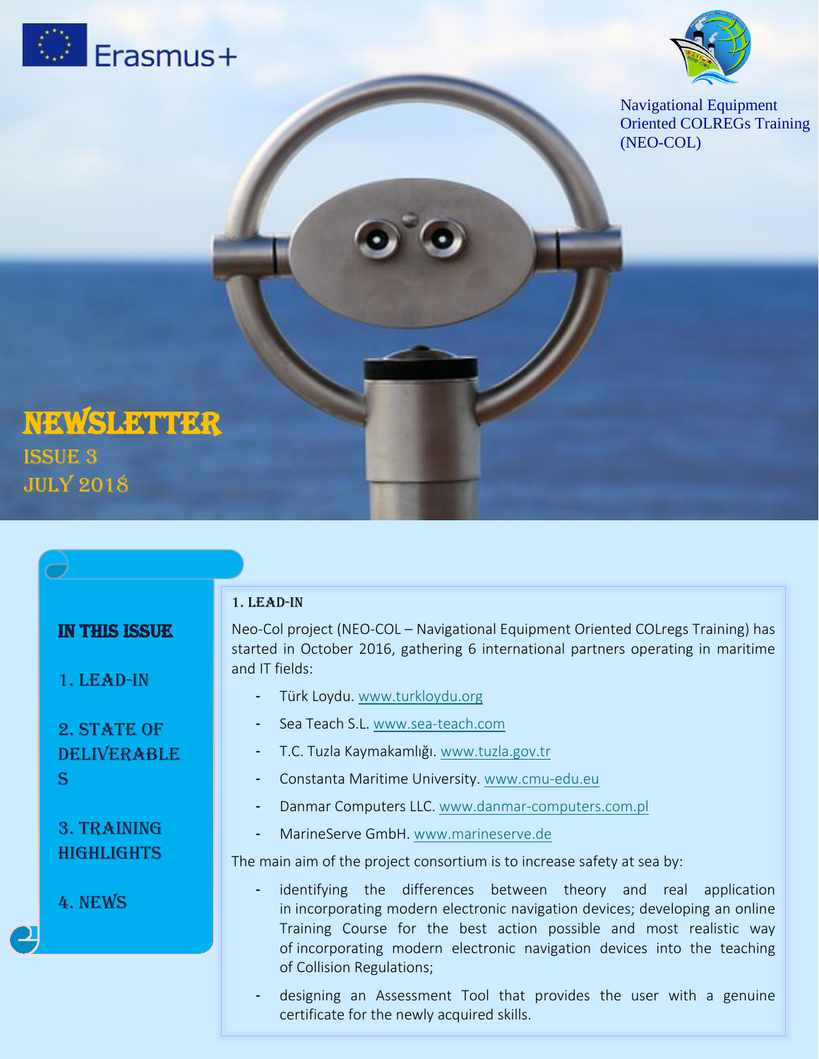Erasmus+

Navigational Equipment Oriented COLREGs Training (NEO-COL)

# NEWSLETTER

ISSUE 3

JULY 2018

**IN THIS ISSUE**

1. LEAD-IN
2. STATE OF DELIVERABLES
3. TRAINING HIGHLIGHTS
4. NEWS

## 1. LEAD-IN

Neo-Col project (NEO-COL – Navigational Equipment Oriented COLregs Training) has started in October 2016, gathering 6 international partners operating in maritime and IT fields:

- Türk Loydu. www.turkloydu.org
- Sea Teach S.L. www.sea-teach.com
- T.C. Tuzla Kaymakamlığı. www.tuzla.gov.tr
- Constanta Maritime University. www.cmu-edu.eu
- Danmar Computers LLC. www.danmar-computers.com.pl
- MarineServe GmbH. www.marineserve.de

The main aim of the project consortium is to increase safety at sea by:

- identifying the differences between theory and real application in incorporating modern electronic navigation devices; developing an online Training Course for the best action possible and most realistic way of incorporating modern electronic navigation devices into the teaching of Collision Regulations;
- designing an Assessment Tool that provides the user with a genuine certificate for the newly acquired skills.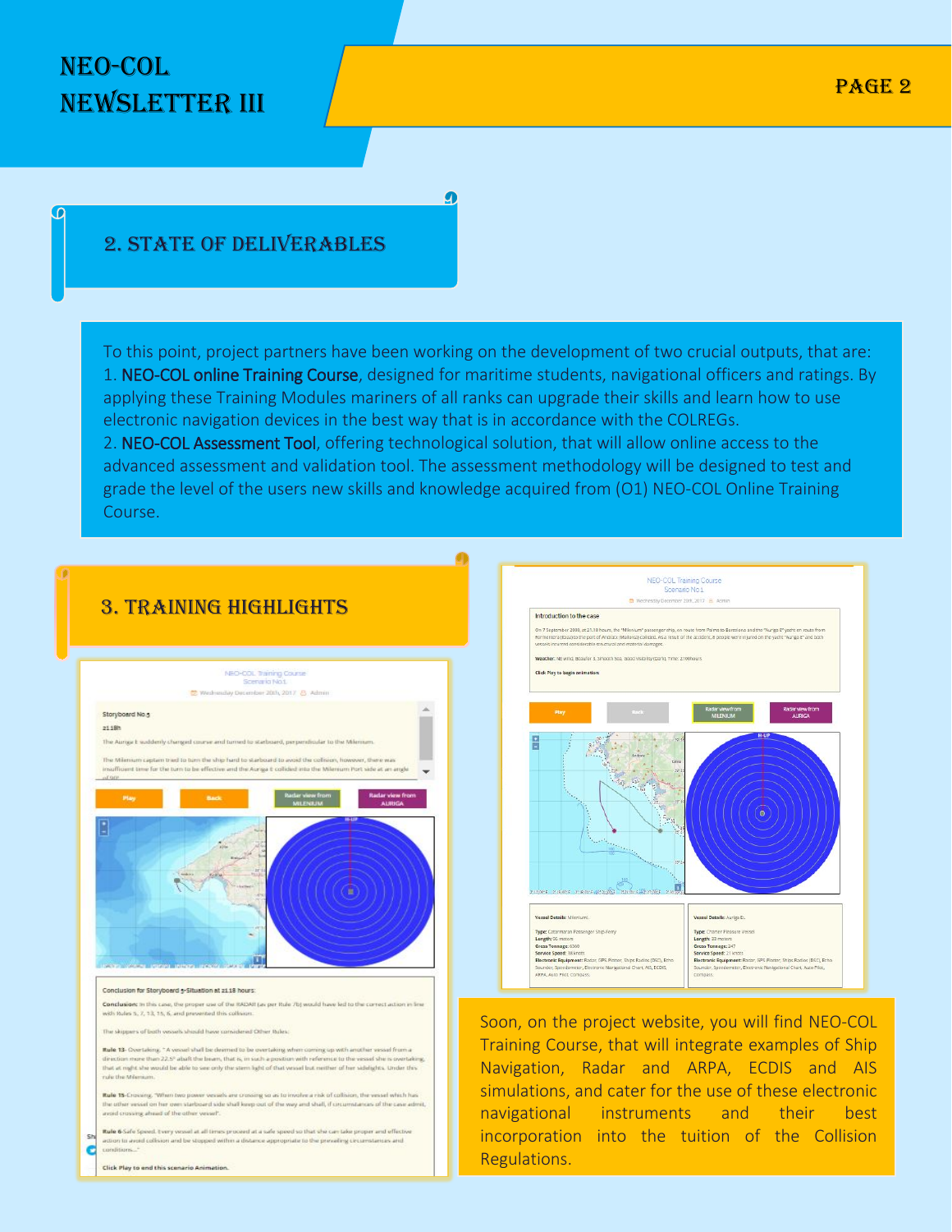## 2. STATE OF DELIVERABLES

To this point, project partners have been working on the development of two crucial outputs, that are:

1. **NEO-COL online Training Course**, designed for maritime students, navigational officers and ratings. By applying these Training Modules mariners of all ranks can upgrade their skills and learn how to use electronic navigation devices in the best way that is in accordance with the COLREGs.
2. **NEO-COL Assessment Tool**, offering technological solution, that will allow online access to the advanced assessment and validation tool. The assessment methodology will be designed to test and grade the level of the users new skills and knowledge acquired from (O1) NEO-COL Online Training Course.

## 3. TRAINING HIGHLIGHTS

Soon, on the project website, you will find NEO-COL Training Course, that will integrate examples of Ship Navigation, Radar and ARPA, ECDIS and AIS simulations, and cater for the use of these electronic navigational instruments and their best incorporation into the tuition of the Collision Regulations.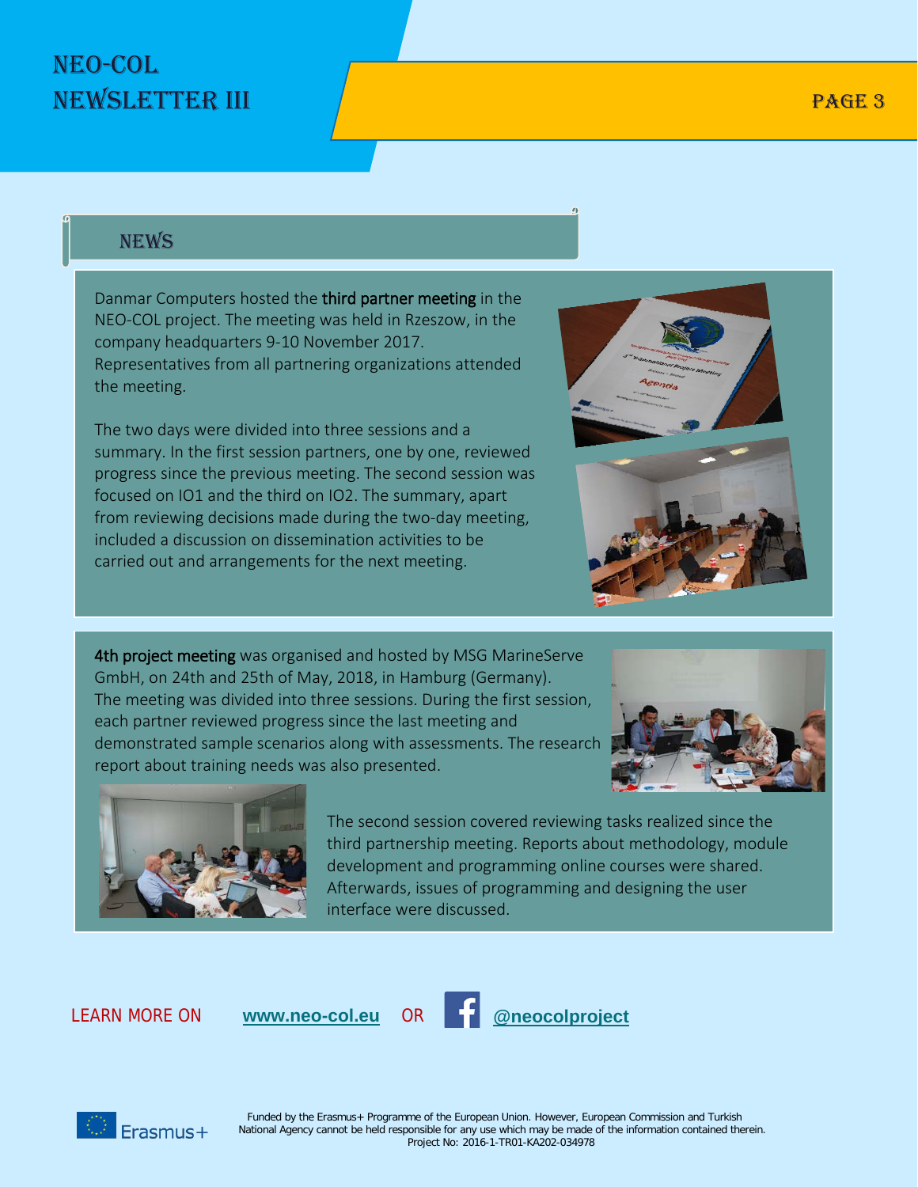## NEWS

Danmar Computers hosted the **third partner meeting** in the NEO-COL project. The meeting was held in Rzeszow, in the company headquarters 9-10 November 2017. Representatives from all partnering organizations attended the meeting.

The two days were divided into three sessions and a summary. In the first session partners, one by one, reviewed progress since the previous meeting. The second session was focused on IO1 and the third on IO2. The summary, apart from reviewing decisions made during the two-day meeting, included a discussion on dissemination activities to be carried out and arrangements for the next meeting.

**4th project meeting** was organised and hosted by MSG MarineServe GmbH, on 24th and 25th of May, 2018, in Hamburg (Germany). The meeting was divided into three sessions. During the first session, each partner reviewed progress since the last meeting and demonstrated sample scenarios along with assessments. The research report about training needs was also presented.

The second session covered reviewing tasks realized since the third partnership meeting. Reports about methodology, module development and programming online courses were shared. Afterwards, issues of programming and designing the user interface were discussed.

LEARN MORE ON **www.neo-col.eu** OR **@neocolproject**

Funded by the Erasmus+ Programme of the European Union. However, European Commission and Turkish National Agency cannot be held responsible for any use which may be made of the information contained therein.
Project No: 2016-1-TR01-KA202-034978